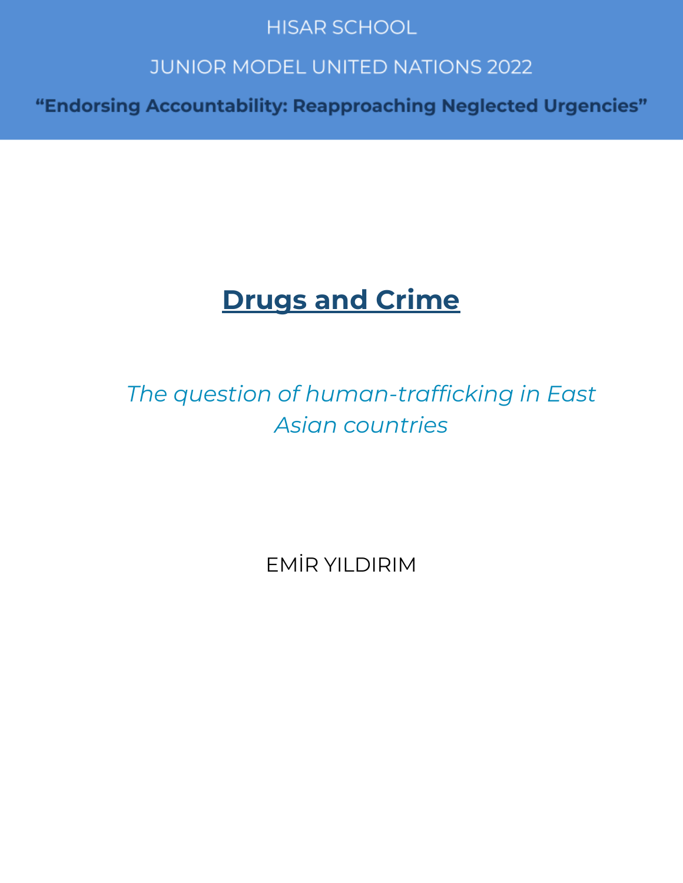HISAR SCHOOL

JUNIOR MODEL UNITED NATIONS 2022

**"Endorsing Accountability: Reapproaching Neglected Urgencies"**

# Drugs and Crime

*The question of human-trafficking in East Asian countries*

EMİR YILDIRIM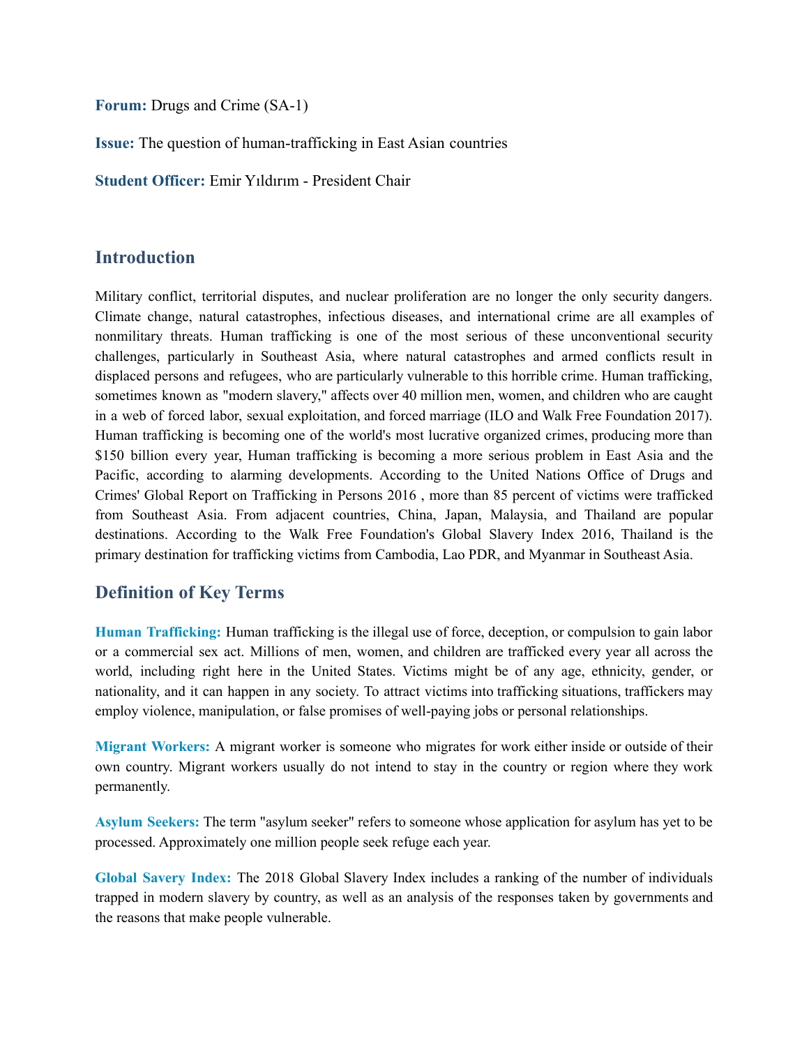**Forum:** Drugs and Crime (SA-1)

**Issue:** The question of human-trafficking in East Asian countries

**Student Officer:** Emir Yıldırım - President Chair

## Introduction

Military conflict, territorial disputes, and nuclear proliferation are no longer the only security dangers. Climate change, natural catastrophes, infectious diseases, and international crime are all examples of nonmilitary threats. Human trafficking is one of the most serious of these unconventional security challenges, particularly in Southeast Asia, where natural catastrophes and armed conflicts result in displaced persons and refugees, who are particularly vulnerable to this horrible crime. Human trafficking, sometimes known as "modern slavery," affects over 40 million men, women, and children who are caught in a web of forced labor, sexual exploitation, and forced marriage (ILO and Walk Free Foundation 2017). Human trafficking is becoming one of the world's most lucrative organized crimes, producing more than $150 billion every year, Human trafficking is becoming a more serious problem in East Asia and the Pacific, according to alarming developments. According to the United Nations Office of Drugs and Crimes' Global Report on Trafficking in Persons 2016 , more than 85 percent of victims were trafficked from Southeast Asia. From adjacent countries, China, Japan, Malaysia, and Thailand are popular destinations. According to the Walk Free Foundation's Global Slavery Index 2016, Thailand is the primary destination for trafficking victims from Cambodia, Lao PDR, and Myanmar in Southeast Asia.

## Definition of Key Terms

**Human Trafficking:** Human trafficking is the illegal use of force, deception, or compulsion to gain labor or a commercial sex act. Millions of men, women, and children are trafficked every year all across the world, including right here in the United States. Victims might be of any age, ethnicity, gender, or nationality, and it can happen in any society. To attract victims into trafficking situations, traffickers may employ violence, manipulation, or false promises of well-paying jobs or personal relationships.

**Migrant Workers:** A migrant worker is someone who migrates for work either inside or outside of their own country. Migrant workers usually do not intend to stay in the country or region where they work permanently.

**Asylum Seekers:** The term "asylum seeker" refers to someone whose application for asylum has yet to be processed. Approximately one million people seek refuge each year.

**Global Savery Index:** The 2018 Global Slavery Index includes a ranking of the number of individuals trapped in modern slavery by country, as well as an analysis of the responses taken by governments and the reasons that make people vulnerable.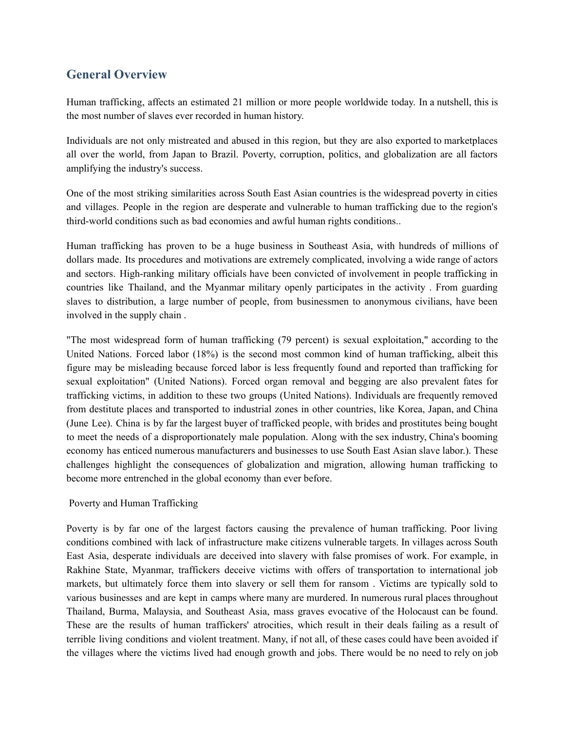## General Overview

Human trafficking, affects an estimated 21 million or more people worldwide today. In a nutshell, this is the most number of slaves ever recorded in human history.

Individuals are not only mistreated and abused in this region, but they are also exported to marketplaces all over the world, from Japan to Brazil. Poverty, corruption, politics, and globalization are all factors amplifying the industry's success.

One of the most striking similarities across South East Asian countries is the widespread poverty in cities and villages. People in the region are desperate and vulnerable to human trafficking due to the region's third-world conditions such as bad economies and awful human rights conditions..

Human trafficking has proven to be a huge business in Southeast Asia, with hundreds of millions of dollars made. Its procedures and motivations are extremely complicated, involving a wide range of actors and sectors. High-ranking military officials have been convicted of involvement in people trafficking in countries like Thailand, and the Myanmar military openly participates in the activity . From guarding slaves to distribution, a large number of people, from businessmen to anonymous civilians, have been involved in the supply chain .

"The most widespread form of human trafficking (79 percent) is sexual exploitation," according to the United Nations. Forced labor (18%) is the second most common kind of human trafficking, albeit this figure may be misleading because forced labor is less frequently found and reported than trafficking for sexual exploitation" (United Nations). Forced organ removal and begging are also prevalent fates for trafficking victims, in addition to these two groups (United Nations). Individuals are frequently removed from destitute places and transported to industrial zones in other countries, like Korea, Japan, and China (June Lee). China is by far the largest buyer of trafficked people, with brides and prostitutes being bought to meet the needs of a disproportionately male population. Along with the sex industry, China's booming economy has enticed numerous manufacturers and businesses to use South East Asian slave labor.). These challenges highlight the consequences of globalization and migration, allowing human trafficking to become more entrenched in the global economy than ever before.

Poverty and Human Trafficking

Poverty is by far one of the largest factors causing the prevalence of human trafficking. Poor living conditions combined with lack of infrastructure make citizens vulnerable targets. In villages across South East Asia, desperate individuals are deceived into slavery with false promises of work. For example, in Rakhine State, Myanmar, traffickers deceive victims with offers of transportation to international job markets, but ultimately force them into slavery or sell them for ransom . Victims are typically sold to various businesses and are kept in camps where many are murdered. In numerous rural places throughout Thailand, Burma, Malaysia, and Southeast Asia, mass graves evocative of the Holocaust can be found. These are the results of human traffickers' atrocities, which result in their deals failing as a result of terrible living conditions and violent treatment. Many, if not all, of these cases could have been avoided if the villages where the victims lived had enough growth and jobs. There would be no need to rely on job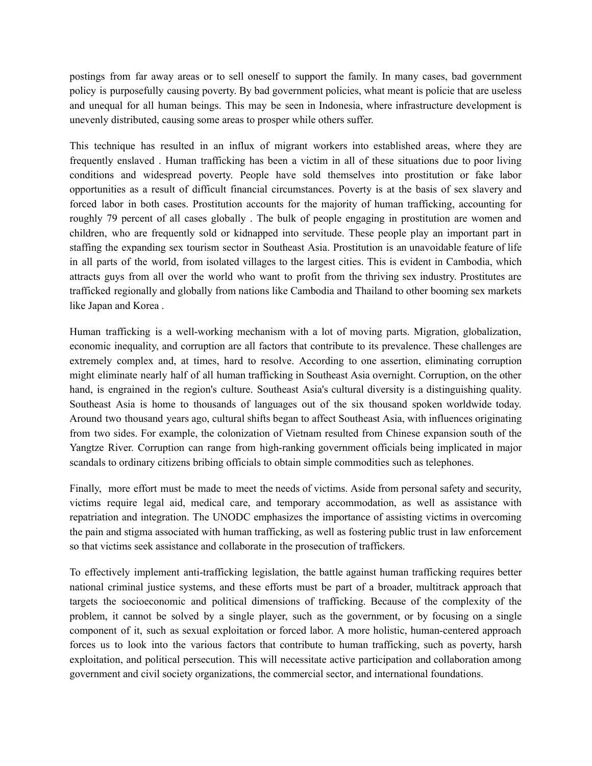postings from far away areas or to sell oneself to support the family. In many cases, bad government policy is purposefully causing poverty. By bad government policies, what meant is policie that are useless and unequal for all human beings. This may be seen in Indonesia, where infrastructure development is unevenly distributed, causing some areas to prosper while others suffer.

This technique has resulted in an influx of migrant workers into established areas, where they are frequently enslaved . Human trafficking has been a victim in all of these situations due to poor living conditions and widespread poverty. People have sold themselves into prostitution or fake labor opportunities as a result of difficult financial circumstances. Poverty is at the basis of sex slavery and forced labor in both cases. Prostitution accounts for the majority of human trafficking, accounting for roughly 79 percent of all cases globally . The bulk of people engaging in prostitution are women and children, who are frequently sold or kidnapped into servitude. These people play an important part in staffing the expanding sex tourism sector in Southeast Asia. Prostitution is an unavoidable feature of life in all parts of the world, from isolated villages to the largest cities. This is evident in Cambodia, which attracts guys from all over the world who want to profit from the thriving sex industry. Prostitutes are trafficked regionally and globally from nations like Cambodia and Thailand to other booming sex markets like Japan and Korea .

Human trafficking is a well-working mechanism with a lot of moving parts. Migration, globalization, economic inequality, and corruption are all factors that contribute to its prevalence. These challenges are extremely complex and, at times, hard to resolve. According to one assertion, eliminating corruption might eliminate nearly half of all human trafficking in Southeast Asia overnight. Corruption, on the other hand, is engrained in the region's culture. Southeast Asia's cultural diversity is a distinguishing quality. Southeast Asia is home to thousands of languages out of the six thousand spoken worldwide today. Around two thousand years ago, cultural shifts began to affect Southeast Asia, with influences originating from two sides. For example, the colonization of Vietnam resulted from Chinese expansion south of the Yangtze River. Corruption can range from high-ranking government officials being implicated in major scandals to ordinary citizens bribing officials to obtain simple commodities such as telephones.

Finally, more effort must be made to meet the needs of victims. Aside from personal safety and security, victims require legal aid, medical care, and temporary accommodation, as well as assistance with repatriation and integration. The UNODC emphasizes the importance of assisting victims in overcoming the pain and stigma associated with human trafficking, as well as fostering public trust in law enforcement so that victims seek assistance and collaborate in the prosecution of traffickers.

To effectively implement anti-trafficking legislation, the battle against human trafficking requires better national criminal justice systems, and these efforts must be part of a broader, multitrack approach that targets the socioeconomic and political dimensions of trafficking. Because of the complexity of the problem, it cannot be solved by a single player, such as the government, or by focusing on a single component of it, such as sexual exploitation or forced labor. A more holistic, human-centered approach forces us to look into the various factors that contribute to human trafficking, such as poverty, harsh exploitation, and political persecution. This will necessitate active participation and collaboration among government and civil society organizations, the commercial sector, and international foundations.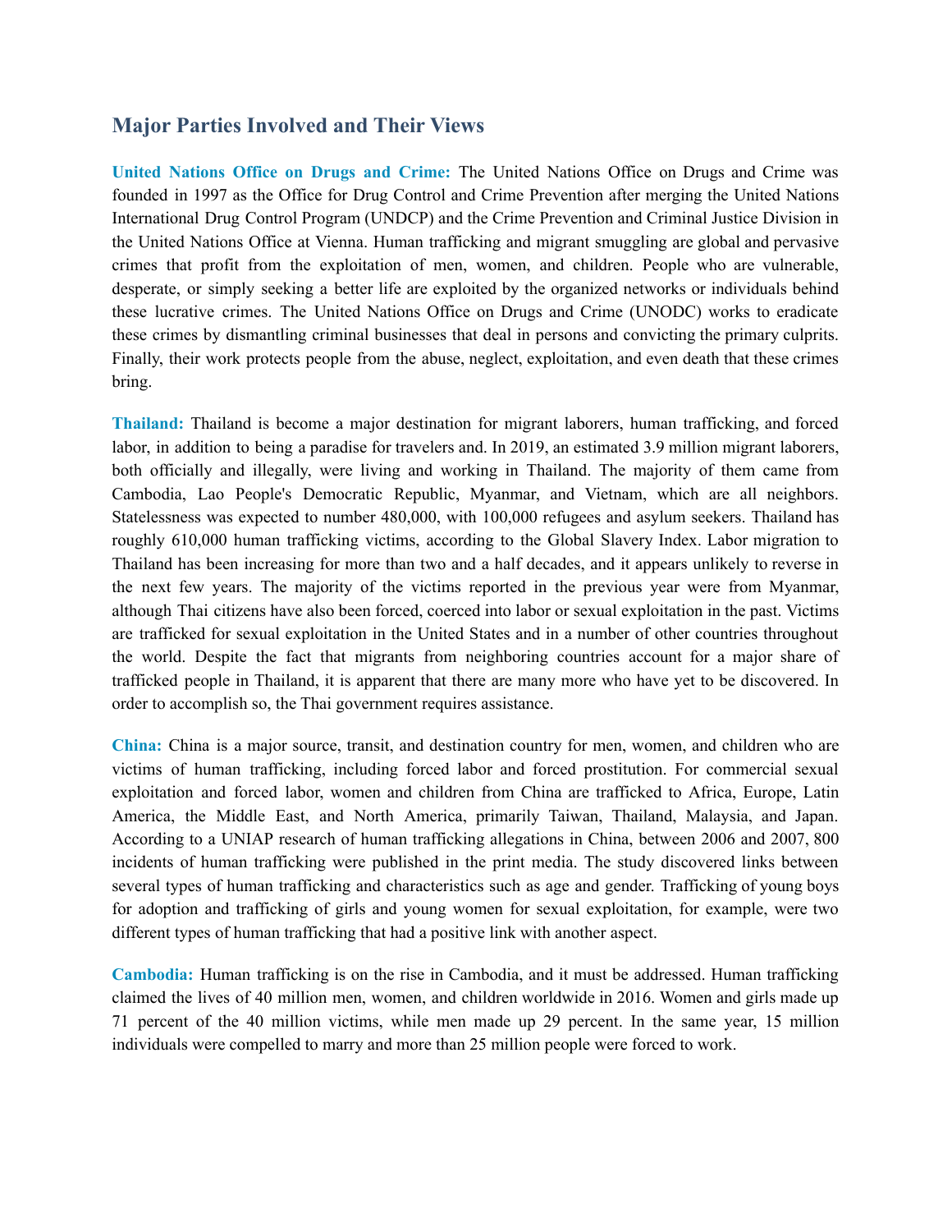## Major Parties Involved and Their Views

**United Nations Office on Drugs and Crime:** The United Nations Office on Drugs and Crime was founded in 1997 as the Office for Drug Control and Crime Prevention after merging the United Nations International Drug Control Program (UNDCP) and the Crime Prevention and Criminal Justice Division in the United Nations Office at Vienna. Human trafficking and migrant smuggling are global and pervasive crimes that profit from the exploitation of men, women, and children. People who are vulnerable, desperate, or simply seeking a better life are exploited by the organized networks or individuals behind these lucrative crimes. The United Nations Office on Drugs and Crime (UNODC) works to eradicate these crimes by dismantling criminal businesses that deal in persons and convicting the primary culprits. Finally, their work protects people from the abuse, neglect, exploitation, and even death that these crimes bring.

**Thailand:** Thailand is become a major destination for migrant laborers, human trafficking, and forced labor, in addition to being a paradise for travelers and. In 2019, an estimated 3.9 million migrant laborers, both officially and illegally, were living and working in Thailand. The majority of them came from Cambodia, Lao People's Democratic Republic, Myanmar, and Vietnam, which are all neighbors. Statelessness was expected to number 480,000, with 100,000 refugees and asylum seekers. Thailand has roughly 610,000 human trafficking victims, according to the Global Slavery Index. Labor migration to Thailand has been increasing for more than two and a half decades, and it appears unlikely to reverse in the next few years. The majority of the victims reported in the previous year were from Myanmar, although Thai citizens have also been forced, coerced into labor or sexual exploitation in the past. Victims are trafficked for sexual exploitation in the United States and in a number of other countries throughout the world. Despite the fact that migrants from neighboring countries account for a major share of trafficked people in Thailand, it is apparent that there are many more who have yet to be discovered. In order to accomplish so, the Thai government requires assistance.

**China:** China is a major source, transit, and destination country for men, women, and children who are victims of human trafficking, including forced labor and forced prostitution. For commercial sexual exploitation and forced labor, women and children from China are trafficked to Africa, Europe, Latin America, the Middle East, and North America, primarily Taiwan, Thailand, Malaysia, and Japan. According to a UNIAP research of human trafficking allegations in China, between 2006 and 2007, 800 incidents of human trafficking were published in the print media. The study discovered links between several types of human trafficking and characteristics such as age and gender. Trafficking of young boys for adoption and trafficking of girls and young women for sexual exploitation, for example, were two different types of human trafficking that had a positive link with another aspect.

**Cambodia:** Human trafficking is on the rise in Cambodia, and it must be addressed. Human trafficking claimed the lives of 40 million men, women, and children worldwide in 2016. Women and girls made up 71 percent of the 40 million victims, while men made up 29 percent. In the same year, 15 million individuals were compelled to marry and more than 25 million people were forced to work.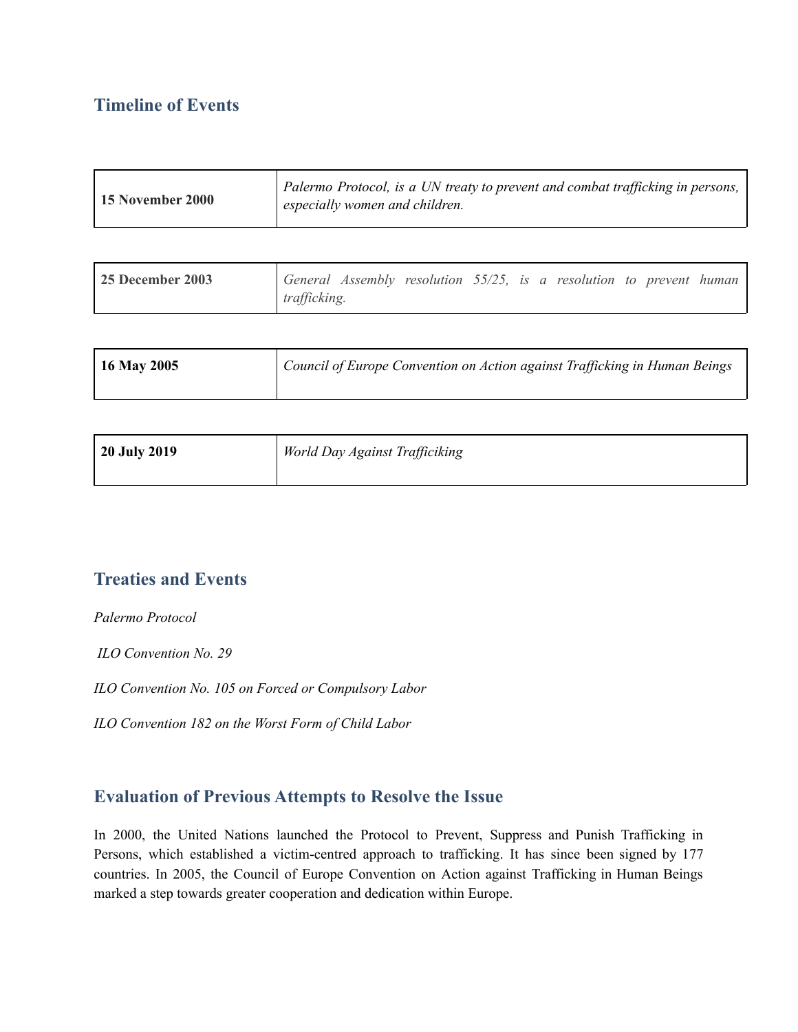## Timeline of Events

| | |
|---|---|
| **15 November 2000** | *Palermo Protocol, is a UN treaty to prevent and combat trafficking in persons, especially women and children.* |
| **25 December 2003** | *General Assembly resolution 55/25, is a resolution to prevent human trafficking.* |
| **16 May 2005** | *Council of Europe Convention on Action against Trafficking in Human Beings* |
| **20 July 2019** | *World Day Against Trafficiking* |

## Treaties and Events

*Palermo Protocol*

*ILO Convention No. 29*

*ILO Convention No. 105 on Forced or Compulsory Labor*

*ILO Convention 182 on the Worst Form of Child Labor*

## Evaluation of Previous Attempts to Resolve the Issue

In 2000, the United Nations launched the Protocol to Prevent, Suppress and Punish Trafficking in Persons, which established a victim-centred approach to trafficking. It has since been signed by 177 countries. In 2005, the Council of Europe Convention on Action against Trafficking in Human Beings marked a step towards greater cooperation and dedication within Europe.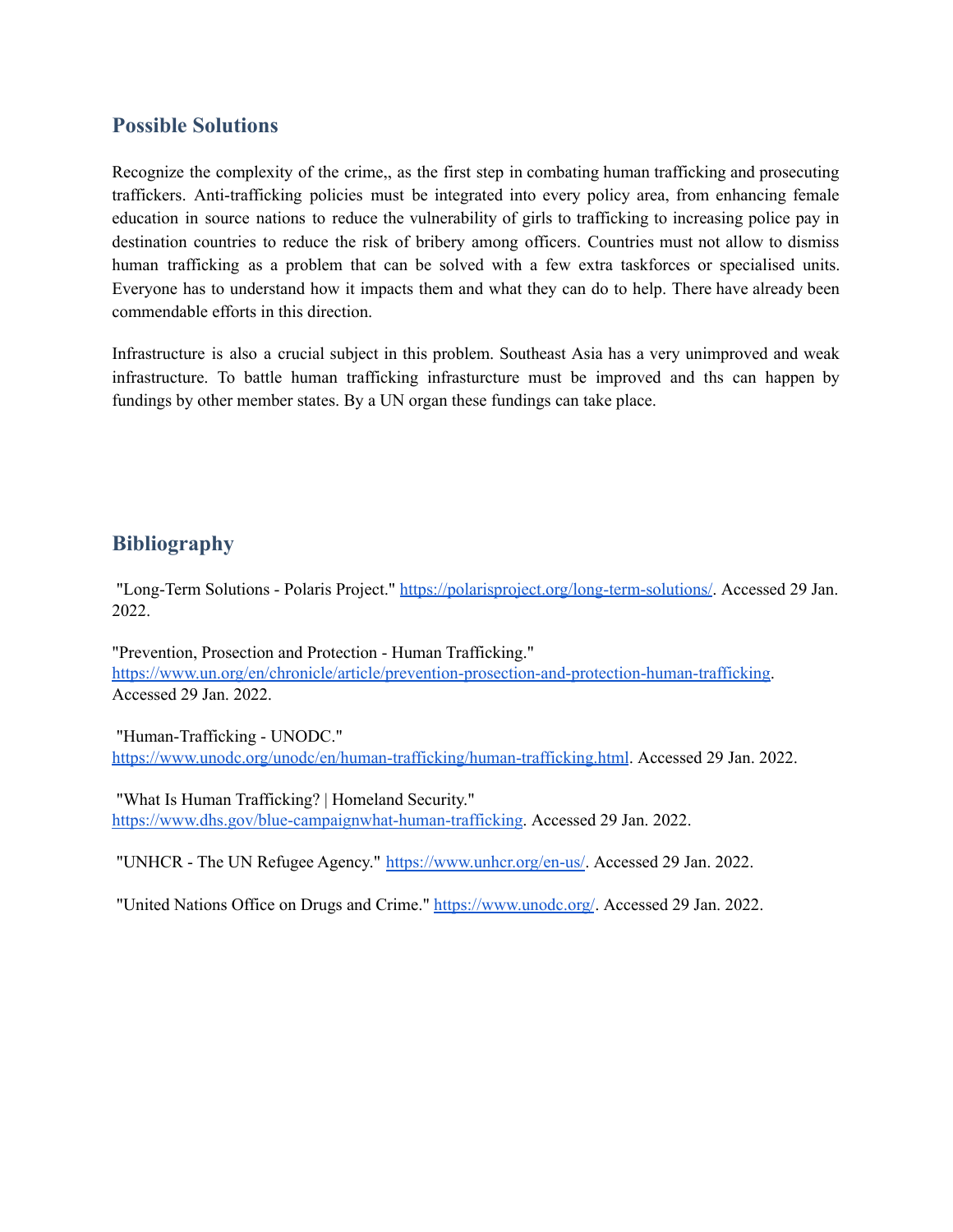## Possible Solutions

Recognize the complexity of the crime,, as the first step in combating human trafficking and prosecuting traffickers. Anti-trafficking policies must be integrated into every policy area, from enhancing female education in source nations to reduce the vulnerability of girls to trafficking to increasing police pay in destination countries to reduce the risk of bribery among officers. Countries must not allow to dismiss human trafficking as a problem that can be solved with a few extra taskforces or specialised units. Everyone has to understand how it impacts them and what they can do to help. There have already been commendable efforts in this direction.

Infrastructure is also a crucial subject in this problem. Southeast Asia has a very unimproved and weak infrastructure. To battle human trafficking infrasturcture must be improved and ths can happen by fundings by other member states. By a UN organ these fundings can take place.

## Bibliography

"Long-Term Solutions - Polaris Project." https://polarisproject.org/long-term-solutions/. Accessed 29 Jan. 2022.

"Prevention, Prosection and Protection - Human Trafficking." https://www.un.org/en/chronicle/article/prevention-prosection-and-protection-human-trafficking. Accessed 29 Jan. 2022.

"Human-Trafficking - UNODC." https://www.unodc.org/unodc/en/human-trafficking/human-trafficking.html. Accessed 29 Jan. 2022.

"What Is Human Trafficking? | Homeland Security." https://www.dhs.gov/blue-campaignwhat-human-trafficking. Accessed 29 Jan. 2022.

"UNHCR - The UN Refugee Agency." https://www.unhcr.org/en-us/. Accessed 29 Jan. 2022.

"United Nations Office on Drugs and Crime." https://www.unodc.org/. Accessed 29 Jan. 2022.